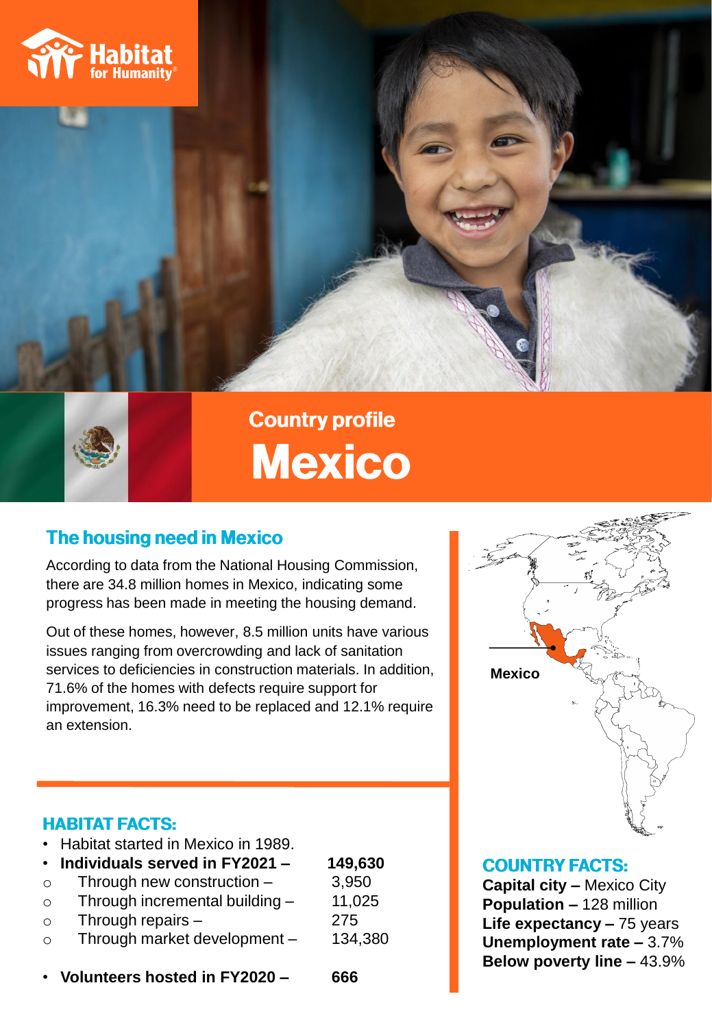Habitat for Humanity

## Country profile

# Mexico

## The housing need in Mexico

According to data from the National Housing Commission, there are 34.8 million homes in Mexico, indicating some progress has been made in meeting the housing demand.

Out of these homes, however, 8.5 million units have various issues ranging from overcrowding and lack of sanitation services to deficiencies in construction materials. In addition, 71.6% of the homes with defects require support for improvement, 16.3% need to be replaced and 12.1% require an extension.

Mexico

## HABITAT FACTS:

- Habitat started in Mexico in 1989.
- **Individuals served in FY2021 – 149,630**
  - Through new construction – 3,950
  - Through incremental building – 11,025
  - Through repairs – 275
  - Through market development – 134,380
- **Volunteers hosted in FY2020 – 666**

## COUNTRY FACTS:

**Capital city –** Mexico City
**Population –** 128 million
**Life expectancy –** 75 years
**Unemployment rate –** 3.7%
**Below poverty line –** 43.9%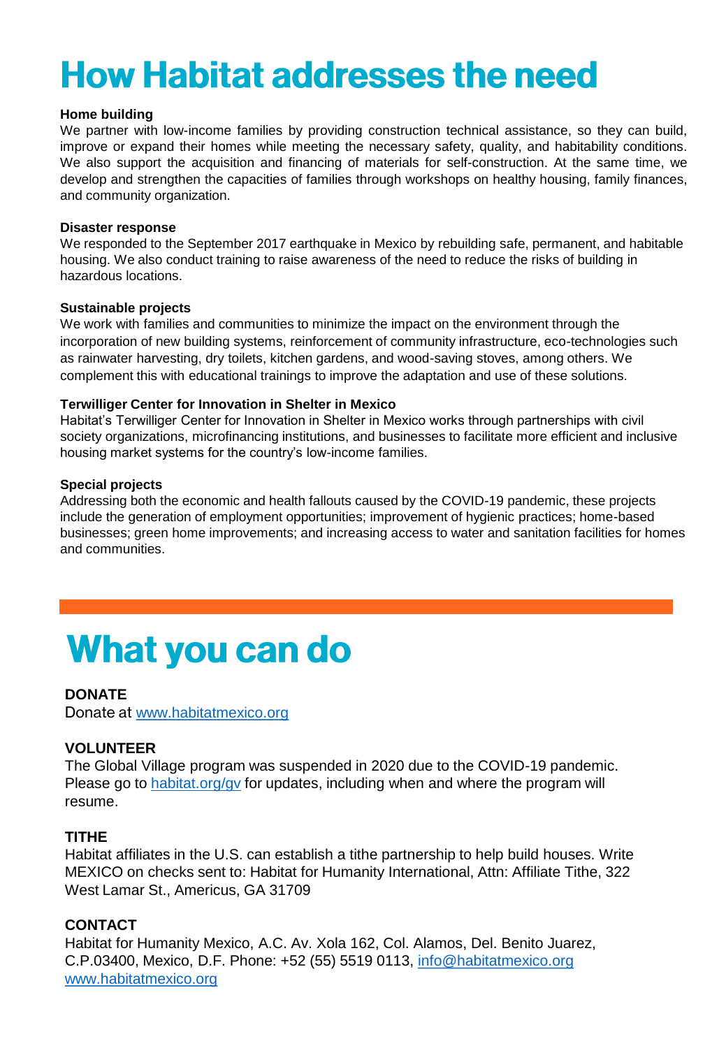# How Habitat addresses the need

**Home building**
We partner with low-income families by providing construction technical assistance, so they can build, improve or expand their homes while meeting the necessary safety, quality, and habitability conditions. We also support the acquisition and financing of materials for self-construction. At the same time, we develop and strengthen the capacities of families through workshops on healthy housing, family finances, and community organization.

**Disaster response**
We responded to the September 2017 earthquake in Mexico by rebuilding safe, permanent, and habitable housing. We also conduct training to raise awareness of the need to reduce the risks of building in hazardous locations.

**Sustainable projects**
We work with families and communities to minimize the impact on the environment through the incorporation of new building systems, reinforcement of community infrastructure, eco-technologies such as rainwater harvesting, dry toilets, kitchen gardens, and wood-saving stoves, among others. We complement this with educational trainings to improve the adaptation and use of these solutions.

**Terwilliger Center for Innovation in Shelter in Mexico**
Habitat's Terwilliger Center for Innovation in Shelter in Mexico works through partnerships with civil society organizations, microfinancing institutions, and businesses to facilitate more efficient and inclusive housing market systems for the country's low-income families.

**Special projects**
Addressing both the economic and health fallouts caused by the COVID-19 pandemic, these projects include the generation of employment opportunities; improvement of hygienic practices; home-based businesses; green home improvements; and increasing access to water and sanitation facilities for homes and communities.

# What you can do

**DONATE**
Donate at [www.habitatmexico.org](http://www.habitatmexico.org)

**VOLUNTEER**
The Global Village program was suspended in 2020 due to the COVID-19 pandemic. Please go to [habitat.org/gv](http://habitat.org/gv) for updates, including when and where the program will resume.

**TITHE**
Habitat affiliates in the U.S. can establish a tithe partnership to help build houses. Write MEXICO on checks sent to: Habitat for Humanity International, Attn: Affiliate Tithe, 322 West Lamar St., Americus, GA 31709

**CONTACT**
Habitat for Humanity Mexico, A.C. Av. Xola 162, Col. Alamos, Del. Benito Juarez, C.P.03400, Mexico, D.F. Phone: +52 (55) 5519 0113, [info@habitatmexico.org](mailto:info@habitatmexico.org)
[www.habitatmexico.org](http://www.habitatmexico.org)